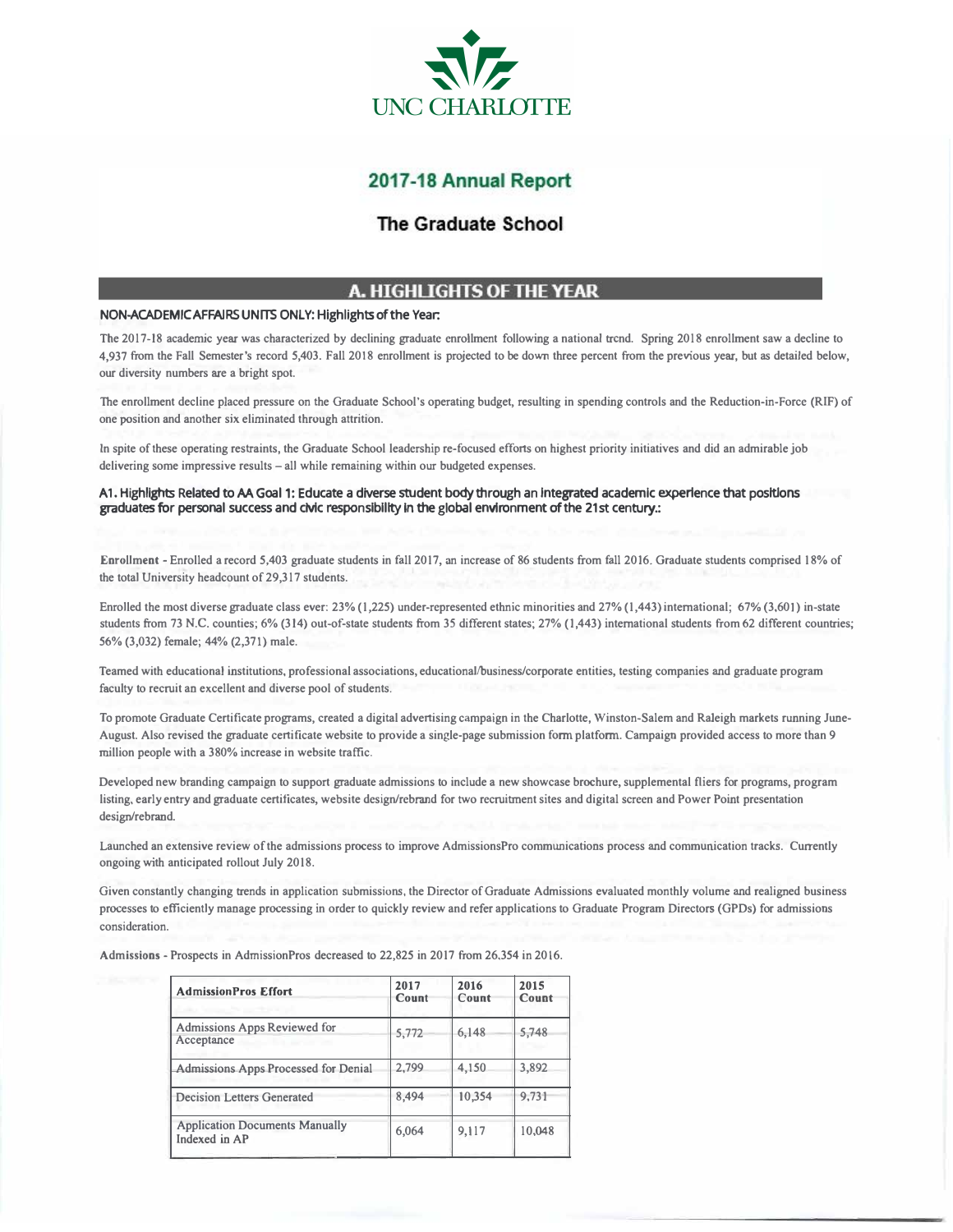UNC CHARLOTTE

# 2017-18 Annual Report

## The Graduate School

## A. HIGHLIGHTS OF THE YEAR

**NON-ACADEMIC AFFAIRS UNITS ONLY: Highlights of the Year:**

The 2017-18 academic year was characterized by declining graduate enrollment following a national trend. Spring 2018 enrollment saw a decline to 4,937 from the Fall Semester's record 5,403. Fall 2018 enrollment is projected to be down three percent from the previous year, but as detailed below, our diversity numbers are a bright spot.

The enrollment decline placed pressure on the Graduate School's operating budget, resulting in spending controls and the Reduction-in-Force (RIF) of one position and another six eliminated through attrition.

In spite of these operating restraints, the Graduate School leadership re-focused efforts on highest priority initiatives and did an admirable job delivering some impressive results – all while remaining within our budgeted expenses.

### A1. Highlights Related to AA Goal 1: Educate a diverse student body through an integrated academic experience that positions graduates for personal success and civic responsibility in the global environment of the 21st century.:

**Enrollment** - Enrolled a record 5,403 graduate students in fall 2017, an increase of 86 students from fall 2016. Graduate students comprised 18% of the total University headcount of 29,317 students.

Enrolled the most diverse graduate class ever: 23% (1,225) under-represented ethnic minorities and 27% (1,443) international; 67% (3,601) in-state students from 73 N.C. counties; 6% (314) out-of-state students from 35 different states; 27% (1,443) international students from 62 different countries; 56% (3,032) female; 44% (2,371) male.

Teamed with educational institutions, professional associations, educational/business/corporate entities, testing companies and graduate program faculty to recruit an excellent and diverse pool of students.

To promote Graduate Certificate programs, created a digital advertising campaign in the Charlotte, Winston-Salem and Raleigh markets running June-August. Also revised the graduate certificate website to provide a single-page submission form platform. Campaign provided access to more than 9 million people with a 380% increase in website traffic.

Developed new branding campaign to support graduate admissions to include a new showcase brochure, supplemental fliers for programs, program listing, early entry and graduate certificates, website design/rebrand for two recruitment sites and digital screen and Power Point presentation design/rebrand.

Launched an extensive review of the admissions process to improve AdmissionsPro communications process and communication tracks. Currently ongoing with anticipated rollout July 2018.

Given constantly changing trends in application submissions, the Director of Graduate Admissions evaluated monthly volume and realigned business processes to efficiently manage processing in order to quickly review and refer applications to Graduate Program Directors (GPDs) for admissions consideration.

**Admissions** - Prospects in AdmissionPros decreased to 22,825 in 2017 from 26,354 in 2016.

| AdmissionPros Effort | 2017 Count | 2016 Count | 2015 Count |
|---|---|---|---|
| Admissions Apps Reviewed for Acceptance | 5,772 | 6,148 | 5,748 |
| Admissions Apps Processed for Denial | 2,799 | 4,150 | 3,892 |
| Decision Letters Generated | 8,494 | 10,354 | 9,731 |
| Application Documents Manually Indexed in AP | 6,064 | 9,117 | 10,048 |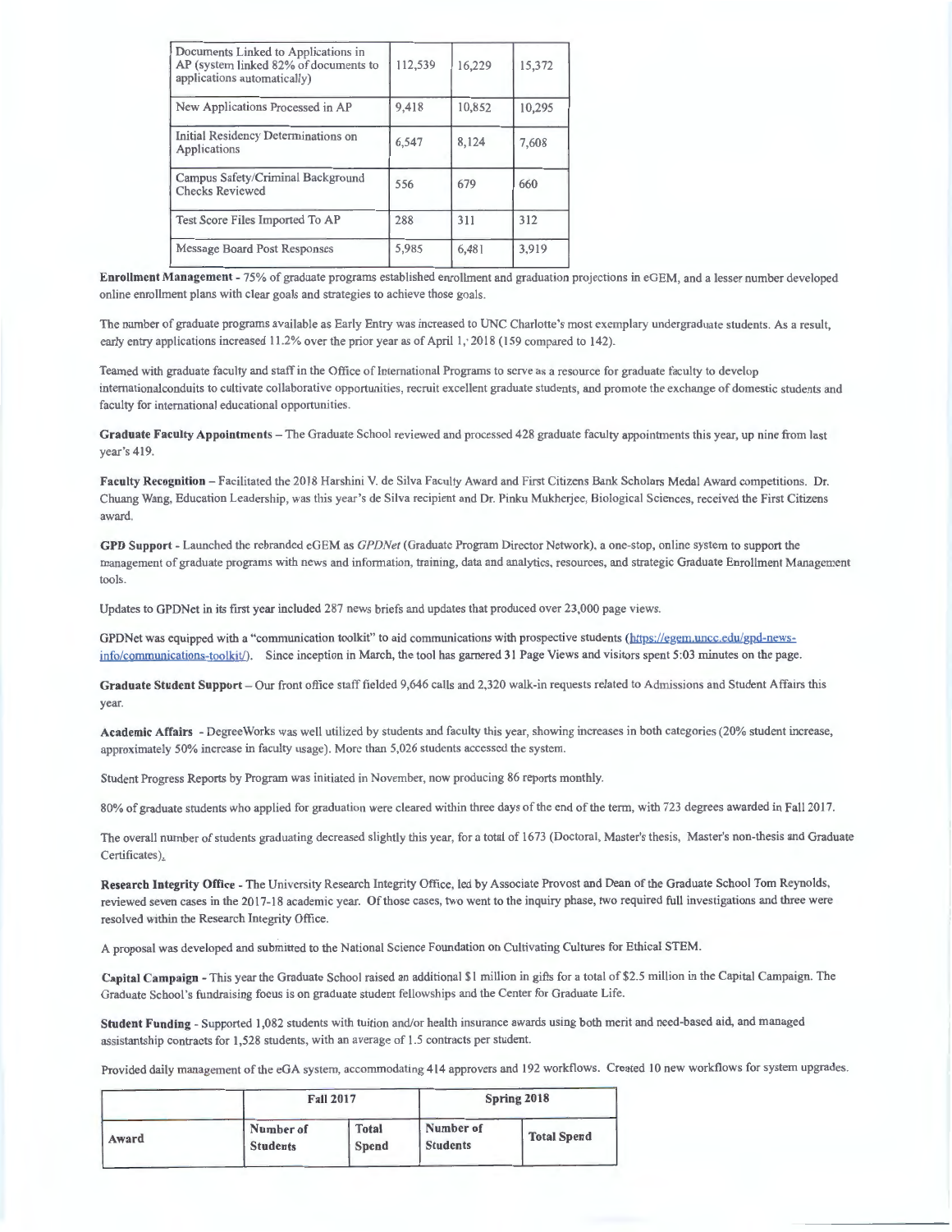| Documents Linked to Applications in AP (system linked 82% of documents to applications automatically) | 112,539 | 16,229 | 15,372 |
|---|---|---|---|
| New Applications Processed in AP | 9,418 | 10,852 | 10,295 |
| Initial Residency Determinations on Applications | 6,547 | 8,124 | 7,608 |
| Campus Safety/Criminal Background Checks Reviewed | 556 | 679 | 660 |
| Test Score Files Imported To AP | 288 | 311 | 312 |
| Message Board Post Responses | 5,985 | 6,481 | 3,919 |

**Enrollment Management** - 75% of graduate programs established enrollment and graduation projections in eGEM, and a lesser number developed online enrollment plans with clear goals and strategies to achieve those goals.

The number of graduate programs available as Early Entry was increased to UNC Charlotte's most exemplary undergraduate students. As a result, early entry applications increased 11.2% over the prior year as of April 1, 2018 (159 compared to 142).

Teamed with graduate faculty and staff in the Office of International Programs to serve as a resource for graduate faculty to develop internationalconduits to cultivate collaborative opportunities, recruit excellent graduate students, and promote the exchange of domestic students and faculty for international educational opportunities.

**Graduate Faculty Appointments** – The Graduate School reviewed and processed 428 graduate faculty appointments this year, up nine from last year's 419.

**Faculty Recognition** – Facilitated the 2018 Harshini V. de Silva Faculty Award and First Citizens Bank Scholars Medal Award competitions. Dr. Chuang Wang, Education Leadership, was this year's de Silva recipient and Dr. Pinku Mukherjee, Biological Sciences, received the First Citizens award.

**GPD Support** - Launched the rebranded eGEM as *GPDNet* (Graduate Program Director Network), a one-stop, online system to support the management of graduate programs with news and information, training, data and analytics, resources, and strategic Graduate Enrollment Management tools.

Updates to GPDNet in its first year included 287 news briefs and updates that produced over 23,000 page views.

GPDNet was equipped with a "communication toolkit" to aid communications with prospective students (https://egem.uncc.edu/gpd-news-info/communications-toolkit/). Since inception in March, the tool has garnered 31 Page Views and visitors spent 5:03 minutes on the page.

**Graduate Student Support** – Our front office staff fielded 9,646 calls and 2,320 walk-in requests related to Admissions and Student Affairs this year.

**Academic Affairs** - DegreeWorks was well utilized by students and faculty this year, showing increases in both categories (20% student increase, approximately 50% increase in faculty usage). More than 5,026 students accessed the system.

Student Progress Reports by Program was initiated in November, now producing 86 reports monthly.

80% of graduate students who applied for graduation were cleared within three days of the end of the term, with 723 degrees awarded in Fall 2017.

The overall number of students graduating decreased slightly this year, for a total of 1673 (Doctoral, Master's thesis, Master's non-thesis and Graduate Certificates).

**Research Integrity Office** - The University Research Integrity Office, led by Associate Provost and Dean of the Graduate School Tom Reynolds, reviewed seven cases in the 2017-18 academic year. Of those cases, two went to the inquiry phase, two required full investigations and three were resolved within the Research Integrity Office.

A proposal was developed and submitted to the National Science Foundation on Cultivating Cultures for Ethical STEM.

**Capital Campaign** - This year the Graduate School raised an additional $1 million in gifts for a total of $2.5 million in the Capital Campaign. The Graduate School's fundraising focus is on graduate student fellowships and the Center for Graduate Life.

**Student Funding** - Supported 1,082 students with tuition and/or health insurance awards using both merit and need-based aid, and managed assistantship contracts for 1,528 students, with an average of 1.5 contracts per student.

Provided daily management of the eGA system, accommodating 414 approvers and 192 workflows. Created 10 new workflows for system upgrades.

| | Fall 2017 | | Spring 2018 | |
|---|---|---|---|---|
| Award | Number of Students | Total Spend | Number of Students | Total Spend |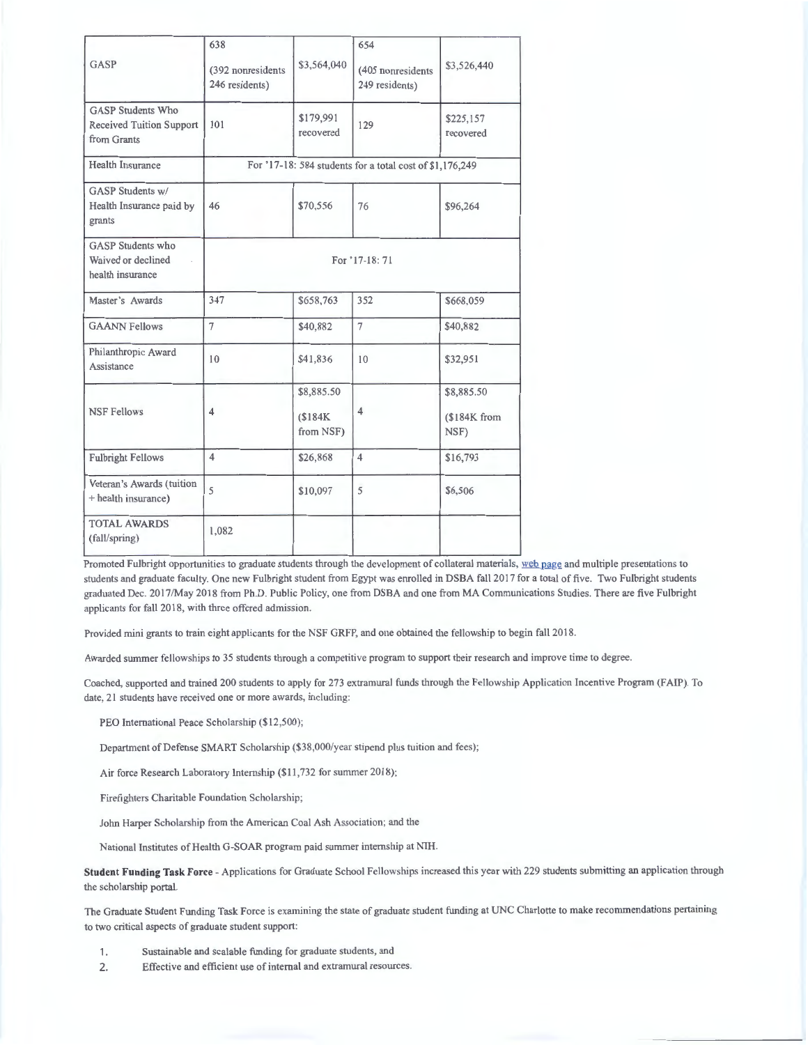| GASP | 638 (392 nonresidents 246 residents) | \$3,564,040 | 654 (405 nonresidents 249 residents) | \$3,526,440 |
|---|---|---|---|---|
| GASP Students Who Received Tuition Support from Grants | 101 | \$179,991 recovered | 129 | \$225,157 recovered |
| Health Insurance | For '17-18: 584 students for a total cost of \$1,176,249 | | | |
| GASP Students w/ Health Insurance paid by grants | 46 | \$70,556 | 76 | \$96,264 |
| GASP Students who Waived or declined health insurance | For '17-18: 71 | | | |
| Master's Awards | 347 | \$658,763 | 352 | \$668,059 |
| GAANN Fellows | 7 | \$40,882 | 7 | \$40,882 |
| Philanthropic Award Assistance | 10 | \$41,836 | 10 | \$32,951 |
| NSF Fellows | 4 | \$8,885.50 (\$184K from NSF) | 4 | \$8,885.50 (\$184K from NSF) |
| Fulbright Fellows | 4 | \$26,868 | 4 | \$16,793 |
| Veteran's Awards (tuition + health insurance) | 5 | \$10,097 | 5 | \$6,506 |
| TOTAL AWARDS (fall/spring) | 1,082 | | | |

Promoted Fulbright opportunities to graduate students through the development of collateral materials, web page and multiple presentations to students and graduate faculty. One new Fulbright student from Egypt was enrolled in DSBA fall 2017 for a total of five. Two Fulbright students graduated Dec. 2017/May 2018 from Ph.D. Public Policy, one from DSBA and one from MA Communications Studies. There are five Fulbright applicants for fall 2018, with three offered admission.

Provided mini grants to train eight applicants for the NSF GRFP, and one obtained the fellowship to begin fall 2018.

Awarded summer fellowships to 35 students through a competitive program to support their research and improve time to degree.

Coached, supported and trained 200 students to apply for 273 extramural funds through the Fellowship Application Incentive Program (FAIP). To date, 21 students have received one or more awards, including:

PEO International Peace Scholarship (\$12,500);

Department of Defense SMART Scholarship (\$38,000/year stipend plus tuition and fees);

Air force Research Laboratory Internship (\$11,732 for summer 2018);

Firefighters Charitable Foundation Scholarship;

John Harper Scholarship from the American Coal Ash Association; and the

National Institutes of Health G-SOAR program paid summer internship at NIH.

**Student Funding Task Force** - Applications for Graduate School Fellowships increased this year with 229 students submitting an application through the scholarship portal.

The Graduate Student Funding Task Force is examining the state of graduate student funding at UNC Charlotte to make recommendations pertaining to two critical aspects of graduate student support:

1. Sustainable and scalable funding for graduate students, and
2. Effective and efficient use of internal and extramural resources.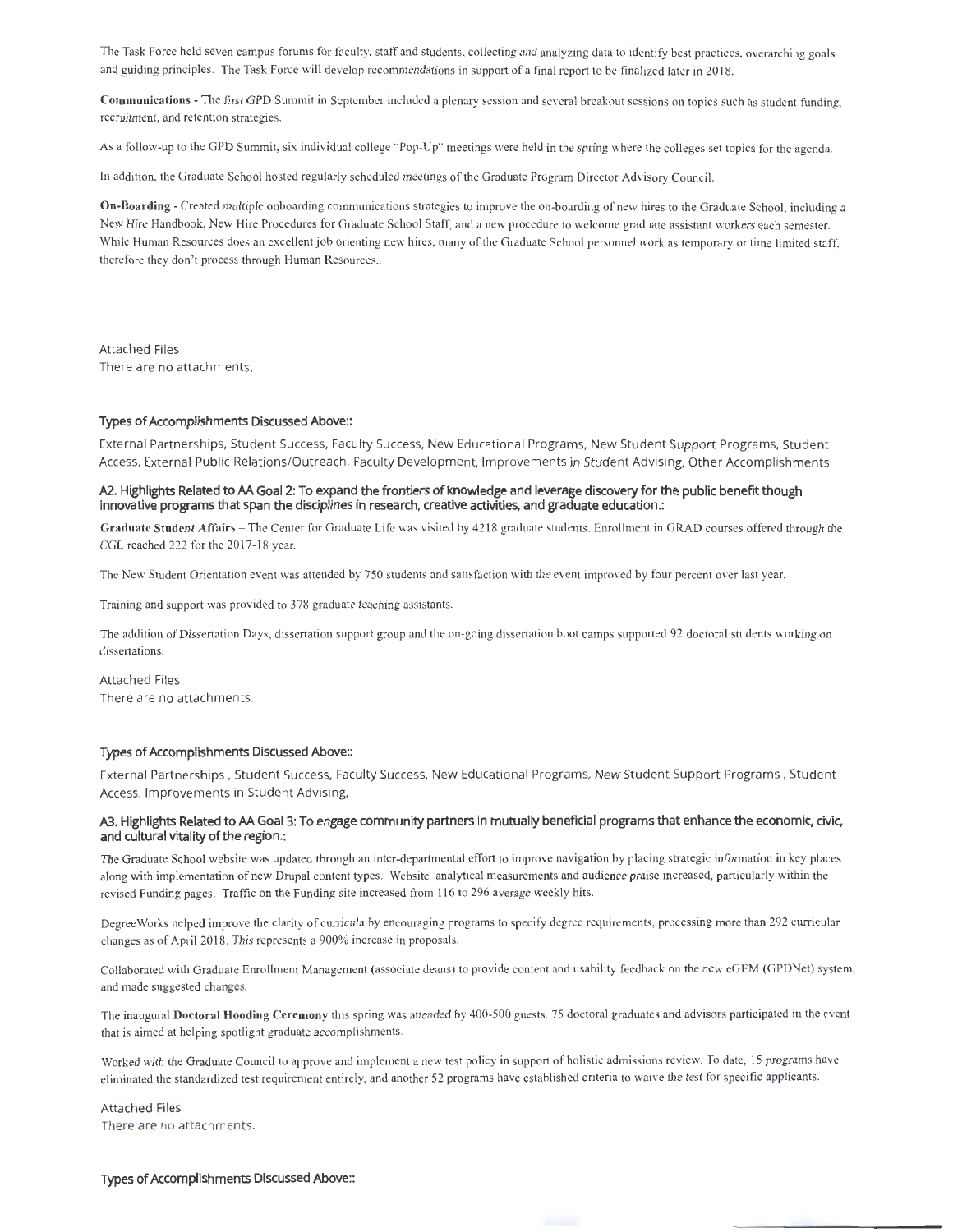The Task Force held seven campus forums for faculty, staff and students, collecting and analyzing data to identify best practices, overarching goals and guiding principles. The Task Force will develop recommendations in support of a final report to be finalized later in 2018.

**Communications** - The first GPD Summit in September included a plenary session and several breakout sessions on topics such as student funding, recruitment, and retention strategies.

As a follow-up to the GPD Summit, six individual college "Pop-Up" meetings were held in the spring where the colleges set topics for the agenda.

In addition, the Graduate School hosted regularly scheduled meetings of the Graduate Program Director Advisory Council.

**On-Boarding** - Created multiple onboarding communications strategies to improve the on-boarding of new hires to the Graduate School, including a New Hire Handbook, New Hire Procedures for Graduate School Staff, and a new procedure to welcome graduate assistant workers each semester. While Human Resources does an excellent job orienting new hires, many of the Graduate School personnel work as temporary or time limited staff, therefore they don't process through Human Resources..

Attached Files
There are no attachments.

### Types of Accomplishments Discussed Above::

External Partnerships, Student Success, Faculty Success, New Educational Programs, New Student Support Programs, Student Access, External Public Relations/Outreach, Faculty Development, Improvements in Student Advising, Other Accomplishments

### A2. Highlights Related to AA Goal 2: To expand the frontiers of knowledge and leverage discovery for the public benefit though innovative programs that span the disciplines in research, creative activities, and graduate education.:

**Graduate Student Affairs** – The Center for Graduate Life was visited by 4218 graduate students. Enrollment in GRAD courses offered through the CGL reached 222 for the 2017-18 year.

The New Student Orientation event was attended by 750 students and satisfaction with the event improved by four percent over last year.

Training and support was provided to 378 graduate teaching assistants.

The addition of Dissertation Days, dissertation support group and the on-going dissertation boot camps supported 92 doctoral students working on dissertations.

Attached Files
There are no attachments.

### Types of Accomplishments Discussed Above::

External Partnerships , Student Success, Faculty Success, New Educational Programs, New Student Support Programs , Student Access, Improvements in Student Advising,

### A3. Highlights Related to AA Goal 3: To engage community partners in mutually beneficial programs that enhance the economic, civic, and cultural vitality of the region.:

The Graduate School website was updated through an inter-departmental effort to improve navigation by placing strategic information in key places along with implementation of new Drupal content types. Website analytical measurements and audience praise increased, particularly within the revised Funding pages. Traffic on the Funding site increased from 116 to 296 average weekly hits.

DegreeWorks helped improve the clarity of curricula by encouraging programs to specify degree requirements, processing more than 292 curricular changes as of April 2018. This represents a 900% increase in proposals.

Collaborated with Graduate Enrollment Management (associate deans) to provide content and usability feedback on the new eGEM (GPDNet) system, and made suggested changes.

The inaugural **Doctoral Hooding Ceremony** this spring was attended by 400-500 guests. 75 doctoral graduates and advisors participated in the event that is aimed at helping spotlight graduate accomplishments.

Worked with the Graduate Council to approve and implement a new test policy in support of holistic admissions review. To date, 15 programs have eliminated the standardized test requirement entirely, and another 52 programs have established criteria to waive the test for specific applicants.

Attached Files
There are no attachments.

### Types of Accomplishments Discussed Above::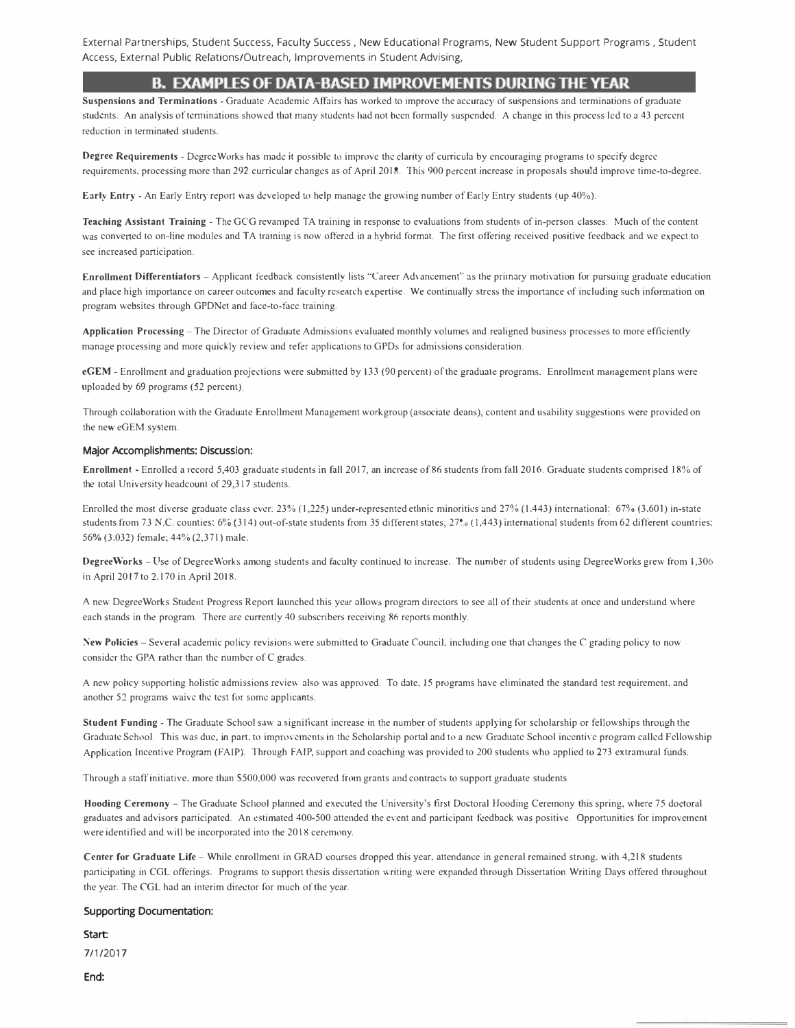External Partnerships, Student Success, Faculty Success , New Educational Programs, New Student Support Programs , Student Access, External Public Relations/Outreach, Improvements in Student Advising,

## B. EXAMPLES OF DATA-BASED IMPROVEMENTS DURING THE YEAR

**Suspensions and Terminations** - Graduate Academic Affairs has worked to improve the accuracy of suspensions and terminations of graduate students. An analysis of terminations showed that many students had not been formally suspended. A change in this process led to a 43 percent reduction in terminated students.

**Degree Requirements** - DegreeWorks has made it possible to improve the clarity of curricula by encouraging programs to specify degree requirements, processing more than 292 curricular changes as of April 2018. This 900 percent increase in proposals should improve time-to-degree.

**Early Entry** - An Early Entry report was developed to help manage the growing number of Early Entry students (up 40%).

**Teaching Assistant Training** - The GCG revamped TA training in response to evaluations from students of in-person classes. Much of the content was converted to on-line modules and TA training is now offered in a hybrid format. The first offering received positive feedback and we expect to see increased participation.

**Enrollment Differentiators** – Applicant feedback consistently lists "Career Advancement" as the primary motivation for pursuing graduate education and place high importance on career outcomes and faculty research expertise. We continually stress the importance of including such information on program websites through GPDNet and face-to-face training.

**Application Processing** – The Director of Graduate Admissions evaluated monthly volumes and realigned business processes to more efficiently manage processing and more quickly review and refer applications to GPDs for admissions consideration.

**eGEM** - Enrollment and graduation projections were submitted by 133 (90 percent) of the graduate programs. Enrollment management plans were uploaded by 69 programs (52 percent).

Through collaboration with the Graduate Enrollment Management workgroup (associate deans), content and usability suggestions were provided on the new eGEM system.

### Major Accomplishments: Discussion:

**Enrollment** - Enrolled a record 5,403 graduate students in fall 2017, an increase of 86 students from fall 2016. Graduate students comprised 18% of the total University headcount of 29,317 students.

Enrolled the most diverse graduate class ever: 23% (1,225) under-represented ethnic minorities and 27% (1,443) international: 67% (3,601) in-state students from 73 N.C. counties: 6% (314) out-of-state students from 35 different states; 27% (1,443) international students from 62 different countries: 56% (3,032) female; 44% (2,371) male.

**DegreeWorks** – Use of DegreeWorks among students and faculty continued to increase. The number of students using DegreeWorks grew from 1,306 in April 2017 to 2,170 in April 2018.

A new DegreeWorks Student Progress Report launched this year allows program directors to see all of their students at once and understand where each stands in the program. There are currently 40 subscribers receiving 86 reports monthly.

**New Policies** – Several academic policy revisions were submitted to Graduate Council, including one that changes the C grading policy to now consider the GPA rather than the number of C grades.

A new policy supporting holistic admissions review also was approved. To date, 15 programs have eliminated the standard test requirement, and another 52 programs waive the test for some applicants.

**Student Funding** - The Graduate School saw a significant increase in the number of students applying for scholarship or fellowships through the Graduate School. This was due, in part, to improvements in the Scholarship portal and to a new Graduate School incentive program called Fellowship Application Incentive Program (FAIP). Through FAIP, support and coaching was provided to 200 students who applied to 273 extramural funds.

Through a staff initiative, more than $500,000 was recovered from grants and contracts to support graduate students.

**Hooding Ceremony** – The Graduate School planned and executed the University's first Doctoral Hooding Ceremony this spring, where 75 doctoral graduates and advisors participated. An estimated 400-500 attended the event and participant feedback was positive. Opportunities for improvement were identified and will be incorporated into the 2018 ceremony.

**Center for Graduate Life** – While enrollment in GRAD courses dropped this year, attendance in general remained strong, with 4,218 students participating in CGL offerings. Programs to support thesis dissertation writing were expanded through Dissertation Writing Days offered throughout the year. The CGL had an interim director for much of the year.

### Supporting Documentation:

**Start:**

7/1/2017

**End:**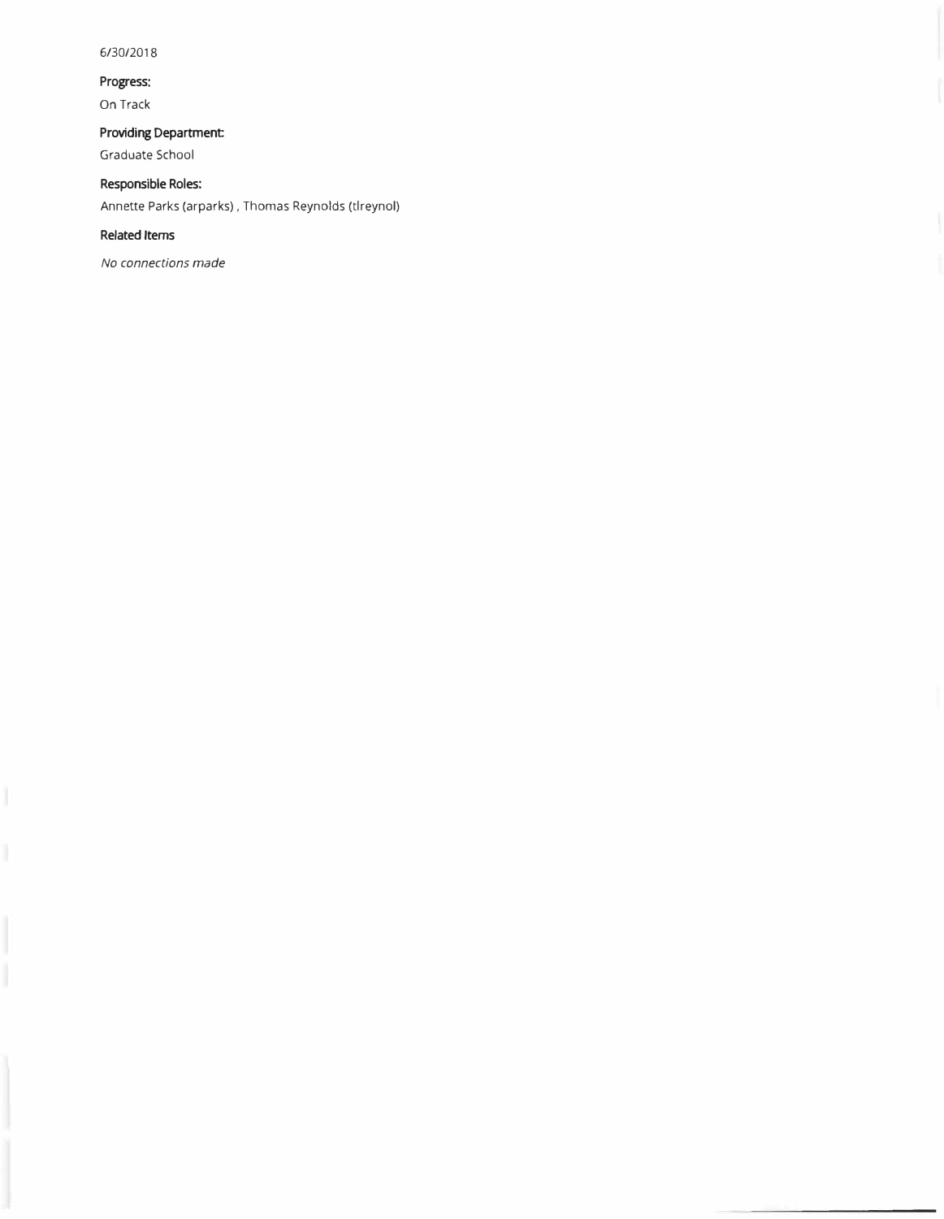6/30/2018

**Progress:**

On Track

**Providing Department:**

Graduate School

**Responsible Roles:**

Annette Parks (arparks) , Thomas Reynolds (tlreynol)

**Related Items**

*No connections made*